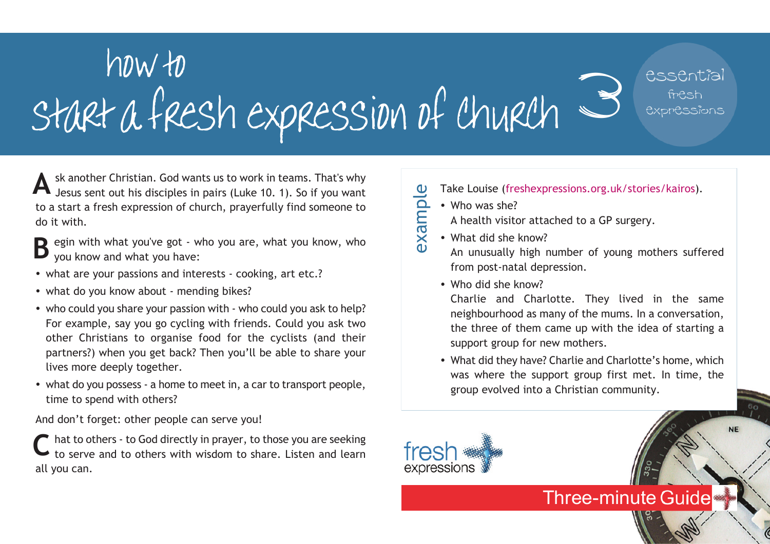# how to start a fresh expression of church 3

essential fresh expressions

**A**sk another Christian. God wants us to work in teams. That's why Jesus sent out his disciples in pairs (Luke 10. 1). So if you want to a start a fresh expression of church, prayerfully find someone to do it with.

**B**egin with what you've got - who you are, what you know, who you know and what you have:

- what are your passions and interests - cooking, art etc.?
- what do you know about - mending bikes?
- who could you share your passion with - who could you ask to help? For example, say you go cycling with friends. Could you ask two other Christians to organise food for the cyclists (and their partners?) when you get back? Then you'll be able to share your lives more deeply together.
- what do you possess - a home to meet in, a car to transport people, time to spend with others?

And don't forget: other people can serve you!

**C**hat to others - to God directly in prayer, to those you are seeking to serve and to others with wisdom to share. Listen and learn all you can.

## example

Take Louise (freshexpressions.org.uk/stories/kairos).

- Who was she?
  A health visitor attached to a GP surgery.
- What did she know?
  An unusually high number of young mothers suffered from post-natal depression.
- Who did she know?
  Charlie and Charlotte. They lived in the same neighbourhood as many of the mums. In a conversation, the three of them came up with the idea of starting a support group for new mothers.
- What did they have? Charlie and Charlotte's home, which was where the support group first met. In time, the group evolved into a Christian community.

fresh expressions

Three-minute Guide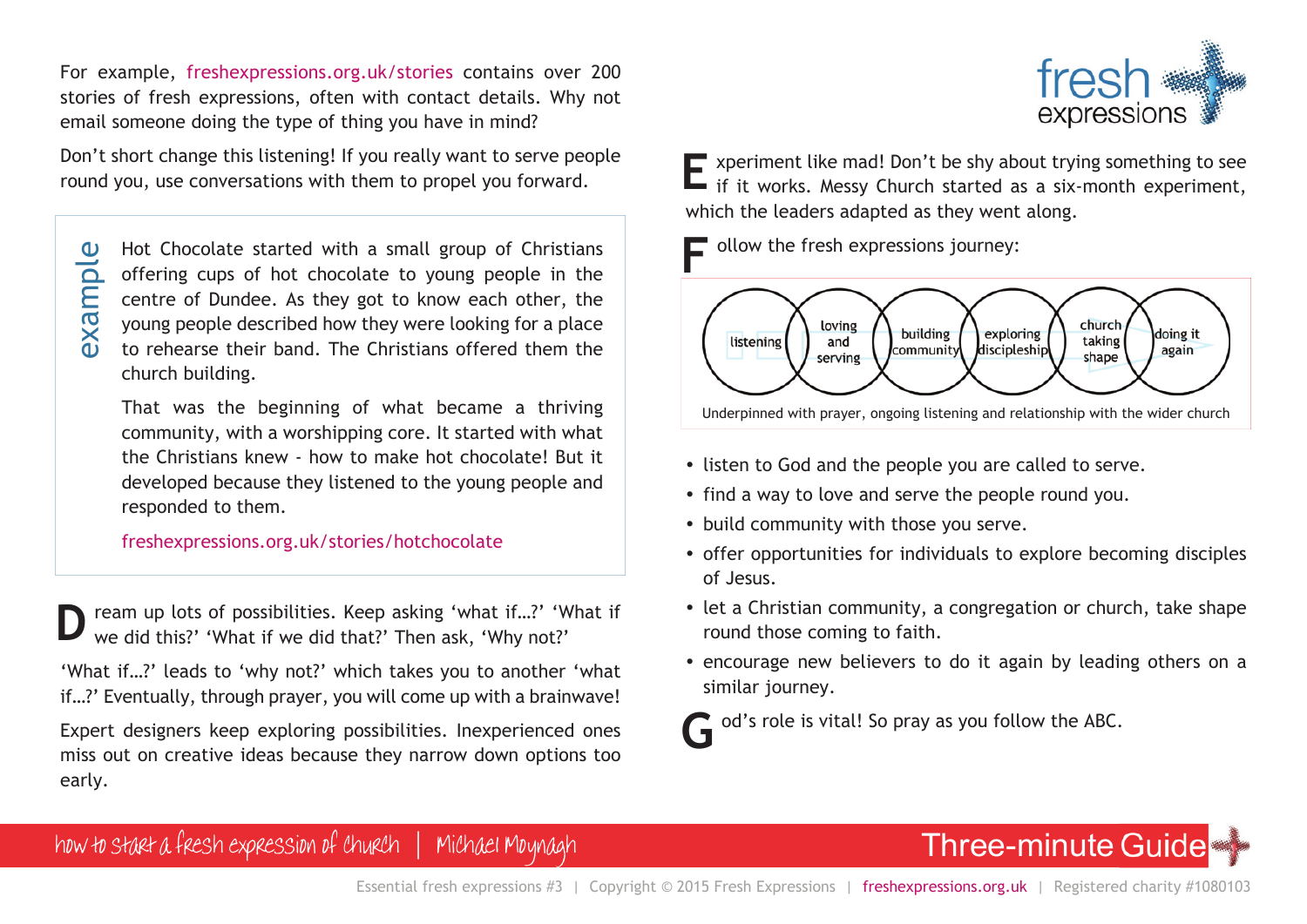For example, freshexpressions.org.uk/stories contains over 200 stories of fresh expressions, often with contact details. Why not email someone doing the type of thing you have in mind?

Don't short change this listening! If you really want to serve people round you, use conversations with them to propel you forward.

> **example**
>
> Hot Chocolate started with a small group of Christians offering cups of hot chocolate to young people in the centre of Dundee. As they got to know each other, the young people described how they were looking for a place to rehearse their band. The Christians offered them the church building.
>
> That was the beginning of what became a thriving community, with a worshipping core. It started with what the Christians knew - how to make hot chocolate! But it developed because they listened to the young people and responded to them.
>
> freshexpressions.org.uk/stories/hotchocolate

**D**ream up lots of possibilities. Keep asking 'what if…?' 'What if we did this?' 'What if we did that?' Then ask, 'Why not?'

'What if…?' leads to 'why not?' which takes you to another 'what if…?' Eventually, through prayer, you will come up with a brainwave!

Expert designers keep exploring possibilities. Inexperienced ones miss out on creative ideas because they narrow down options too early.

**E**xperiment like mad! Don't be shy about trying something to see if it works. Messy Church started as a six-month experiment, which the leaders adapted as they went along.

**F**ollow the fresh expressions journey:

listening
loving and serving
building community
exploring discipleship
church taking shape
doing it again

Underpinned with prayer, ongoing listening and relationship with the wider church

- listen to God and the people you are called to serve.
- find a way to love and serve the people round you.
- build community with those you serve.
- offer opportunities for individuals to explore becoming disciples of Jesus.
- let a Christian community, a congregation or church, take shape round those coming to faith.
- encourage new believers to do it again by leading others on a similar journey.

**G**od's role is vital! So pray as you follow the ABC.